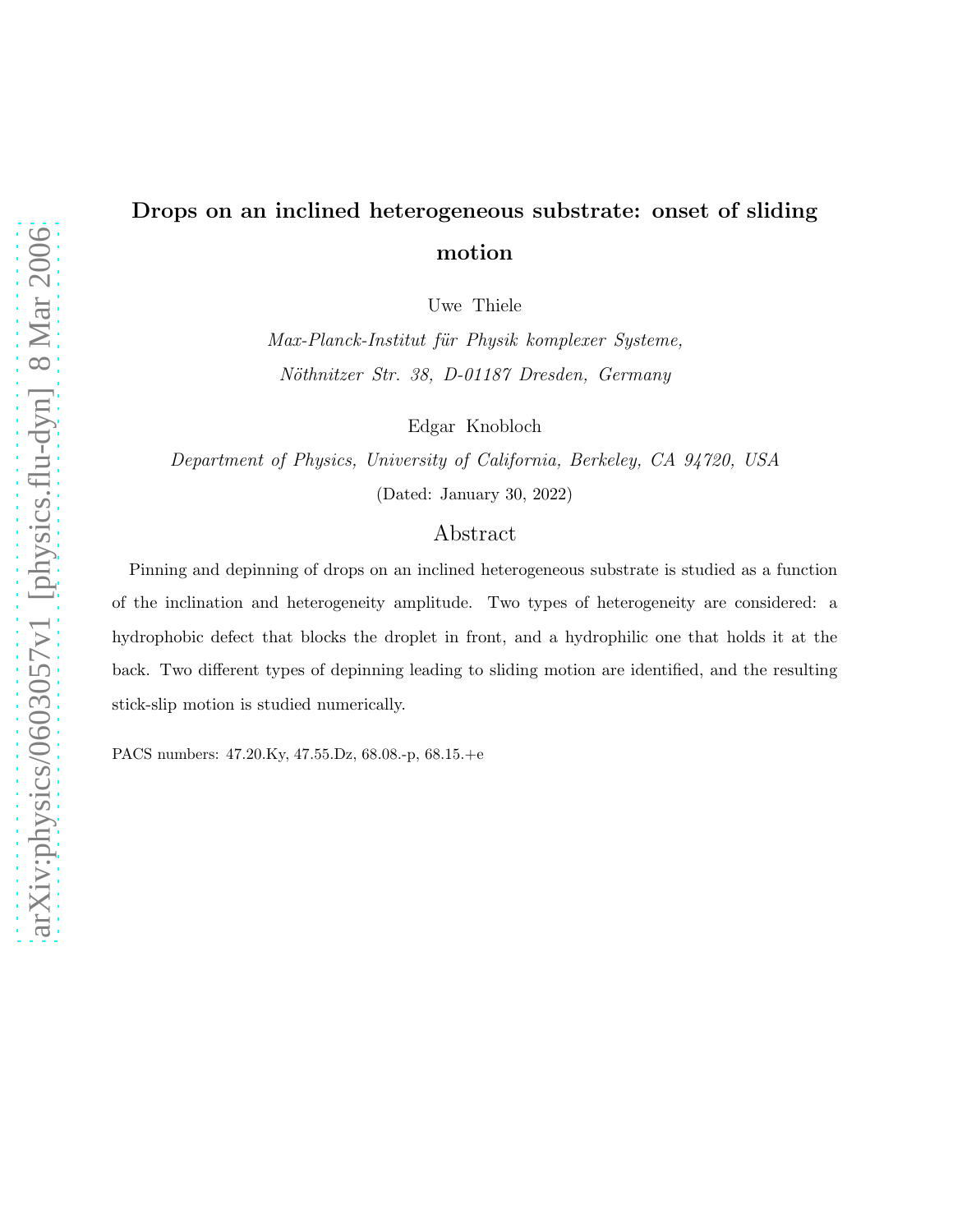# Drops on an inclined heterogeneous substrate: onset of sliding motion

Uwe Thiele

*Max-Planck-Institut für Physik komplexer Systeme,*
*Nöthnitzer Str. 38, D-01187 Dresden, Germany*

Edgar Knobloch

*Department of Physics, University of California, Berkeley, CA 94720, USA*

(Dated: January 30, 2022)

## Abstract

Pinning and depinning of drops on an inclined heterogeneous substrate is studied as a function of the inclination and heterogeneity amplitude. Two types of heterogeneity are considered: a hydrophobic defect that blocks the droplet in front, and a hydrophilic one that holds it at the back. Two different types of depinning leading to sliding motion are identified, and the resulting stick-slip motion is studied numerically.

PACS numbers: 47.20.Ky, 47.55.Dz, 68.08.-p, 68.15.+e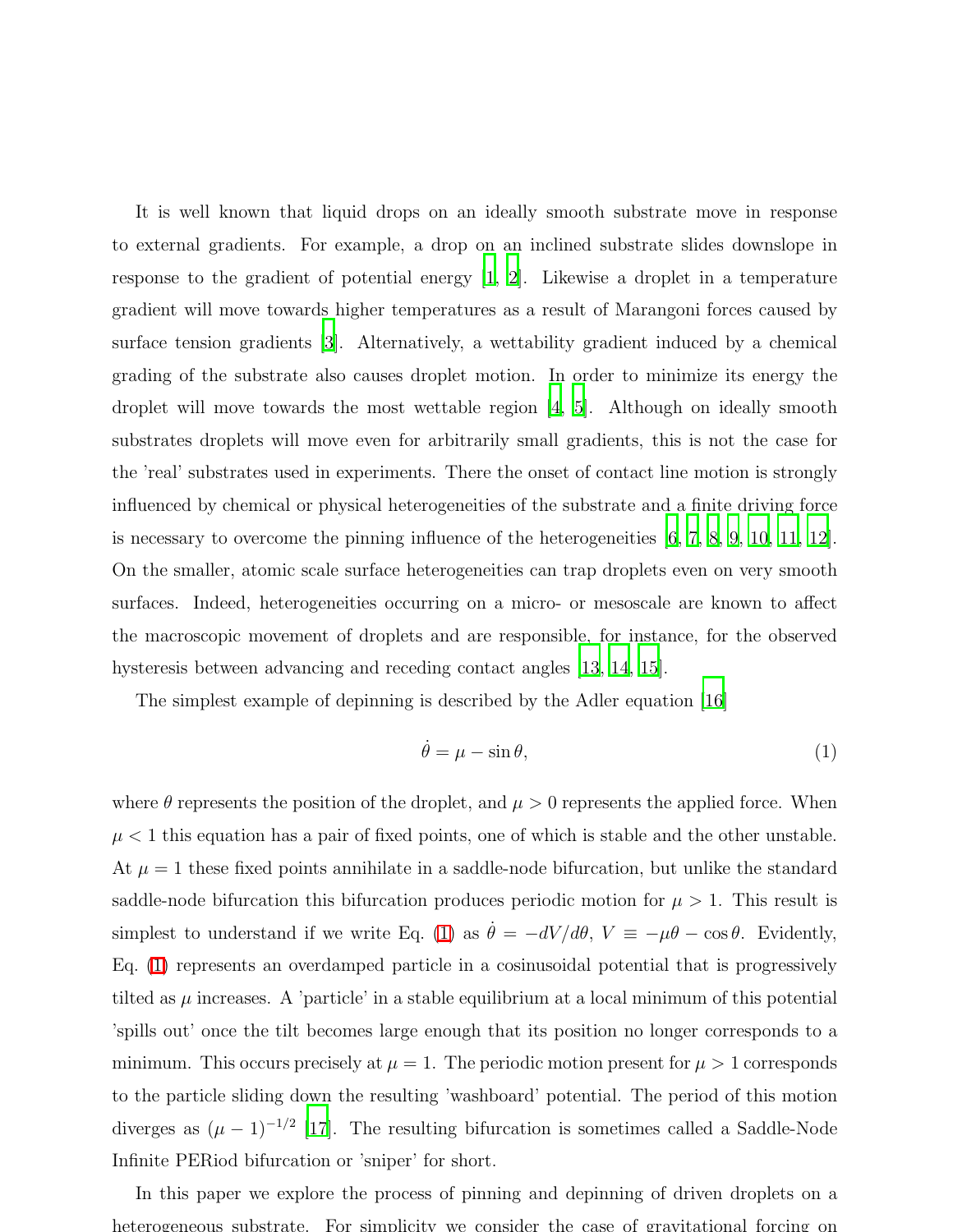It is well known that liquid drops on an ideally smooth substrate move in response to external gradients. For example, a drop on an inclined substrate slides downslope in response to the gradient of potential energy [1, 2]. Likewise a droplet in a temperature gradient will move towards higher temperatures as a result of Marangoni forces caused by surface tension gradients [3]. Alternatively, a wettability gradient induced by a chemical grading of the substrate also causes droplet motion. In order to minimize its energy the droplet will move towards the most wettable region [4, 5]. Although on ideally smooth substrates droplets will move even for arbitrarily small gradients, this is not the case for the 'real' substrates used in experiments. There the onset of contact line motion is strongly influenced by chemical or physical heterogeneities of the substrate and a finite driving force is necessary to overcome the pinning influence of the heterogeneities [6, 7, 8, 9, 10, 11, 12]. On the smaller, atomic scale surface heterogeneities can trap droplets even on very smooth surfaces. Indeed, heterogeneities occurring on a micro- or mesoscale are known to affect the macroscopic movement of droplets and are responsible, for instance, for the observed hysteresis between advancing and receding contact angles [13, 14, 15].

The simplest example of depinning is described by the Adler equation [16]

$$\dot{\theta} = \mu - \sin\theta, \tag{1}$$

where $\theta$ represents the position of the droplet, and $\mu > 0$ represents the applied force. When $\mu < 1$ this equation has a pair of fixed points, one of which is stable and the other unstable. At $\mu = 1$ these fixed points annihilate in a saddle-node bifurcation, but unlike the standard saddle-node bifurcation this bifurcation produces periodic motion for $\mu > 1$. This result is simplest to understand if we write Eq. (1) as $\dot{\theta} = -dV/d\theta$, $V \equiv -\mu\theta - \cos\theta$. Evidently, Eq. (1) represents an overdamped particle in a cosinusoidal potential that is progressively tilted as $\mu$ increases. A 'particle' in a stable equilibrium at a local minimum of this potential 'spills out' once the tilt becomes large enough that its position no longer corresponds to a minimum. This occurs precisely at $\mu = 1$. The periodic motion present for $\mu > 1$ corresponds to the particle sliding down the resulting 'washboard' potential. The period of this motion diverges as $(\mu - 1)^{-1/2}$ [17]. The resulting bifurcation is sometimes called a Saddle-Node Infinite PERiod bifurcation or 'sniper' for short.

In this paper we explore the process of pinning and depinning of driven droplets on a heterogeneous substrate. For simplicity we consider the case of gravitational forcing on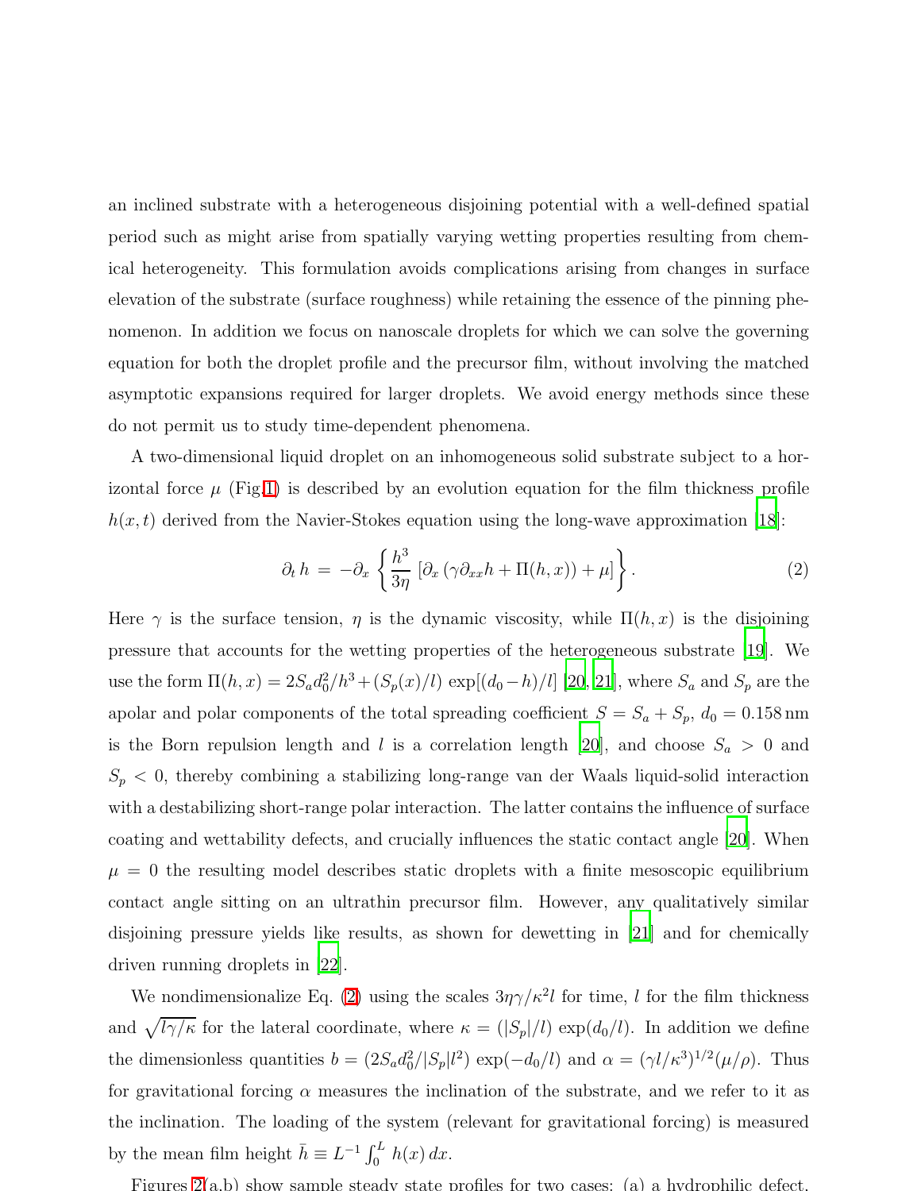an inclined substrate with a heterogeneous disjoining potential with a well-defined spatial period such as might arise from spatially varying wetting properties resulting from chemical heterogeneity. This formulation avoids complications arising from changes in surface elevation of the substrate (surface roughness) while retaining the essence of the pinning phenomenon. In addition we focus on nanoscale droplets for which we can solve the governing equation for both the droplet profile and the precursor film, without involving the matched asymptotic expansions required for larger droplets. We avoid energy methods since these do not permit us to study time-dependent phenomena.

A two-dimensional liquid droplet on an inhomogeneous solid substrate subject to a horizontal force $\mu$ (Fig.1) is described by an evolution equation for the film thickness profile $h(x,t)$ derived from the Navier-Stokes equation using the long-wave approximation [18]:

$$\partial_t h \,=\, -\partial_x \left\{ \frac{h^3}{3\eta} \left[ \partial_x \left( \gamma \partial_{xx} h + \Pi(h,x) \right) + \mu \right] \right\}. \tag{2}$$

Here $\gamma$ is the surface tension, $\eta$ is the dynamic viscosity, while $\Pi(h,x)$ is the disjoining pressure that accounts for the wetting properties of the heterogeneous substrate [19]. We use the form $\Pi(h,x) = 2S_a d_0^2/h^3 + (S_p(x)/l)\,\exp[(d_0 - h)/l]$ [20, 21], where $S_a$ and $S_p$ are the apolar and polar components of the total spreading coefficient $S = S_a + S_p$, $d_0 = 0.158\,\text{nm}$ is the Born repulsion length and $l$ is a correlation length [20], and choose $S_a > 0$ and $S_p < 0$, thereby combining a stabilizing long-range van der Waals liquid-solid interaction with a destabilizing short-range polar interaction. The latter contains the influence of surface coating and wettability defects, and crucially influences the static contact angle [20]. When $\mu = 0$ the resulting model describes static droplets with a finite mesoscopic equilibrium contact angle sitting on an ultrathin precursor film. However, any qualitatively similar disjoining pressure yields like results, as shown for dewetting in [21] and for chemically driven running droplets in [22].

We nondimensionalize Eq. (2) using the scales $3\eta\gamma/\kappa^2 l$ for time, $l$ for the film thickness and $\sqrt{l\gamma/\kappa}$ for the lateral coordinate, where $\kappa = (|S_p|/l)\,\exp(d_0/l)$. In addition we define the dimensionless quantities $b = (2S_a d_0^2/|S_p| l^2)\,\exp(-d_0/l)$ and $\alpha = (\gamma l/\kappa^3)^{1/2}(\mu/\rho)$. Thus for gravitational forcing $\alpha$ measures the inclination of the substrate, and we refer to it as the inclination. The loading of the system (relevant for gravitational forcing) is measured by the mean film height $\bar{h} \equiv L^{-1}\int_0^L h(x)\,dx$.

Figures 2(a,b) show sample steady state profiles for two cases: (a) a hydrophilic defect,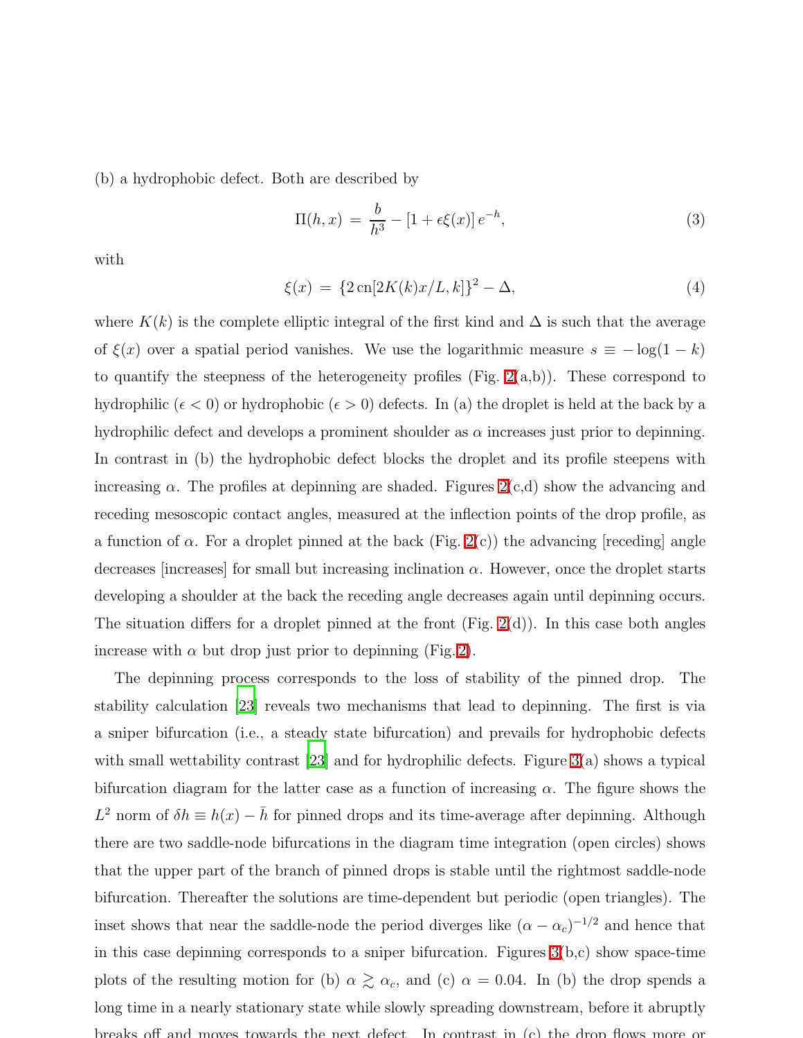(b) a hydrophobic defect. Both are described by

$$\Pi(h,x) = \frac{b}{h^3} - [1 + \epsilon\xi(x)]\, e^{-h}, \tag{3}$$

with

$$\xi(x) = \{2\,\mathrm{cn}[2K(k)x/L, k]\}^2 - \Delta, \tag{4}$$

where $K(k)$ is the complete elliptic integral of the first kind and $\Delta$ is such that the average of $\xi(x)$ over a spatial period vanishes. We use the logarithmic measure $s \equiv -\log(1-k)$ to quantify the steepness of the heterogeneity profiles (Fig. 2(a,b)). These correspond to hydrophilic ($\epsilon < 0$) or hydrophobic ($\epsilon > 0$) defects. In (a) the droplet is held at the back by a hydrophilic defect and develops a prominent shoulder as $\alpha$ increases just prior to depinning. In contrast in (b) the hydrophobic defect blocks the droplet and its profile steepens with increasing $\alpha$. The profiles at depinning are shaded. Figures 2(c,d) show the advancing and receding mesoscopic contact angles, measured at the inflection points of the drop profile, as a function of $\alpha$. For a droplet pinned at the back (Fig. 2(c)) the advancing [receding] angle decreases [increases] for small but increasing inclination $\alpha$. However, once the droplet starts developing a shoulder at the back the receding angle decreases again until depinning occurs. The situation differs for a droplet pinned at the front (Fig. 2(d)). In this case both angles increase with $\alpha$ but drop just prior to depinning (Fig.2).

The depinning process corresponds to the loss of stability of the pinned drop. The stability calculation [23] reveals two mechanisms that lead to depinning. The first is via a sniper bifurcation (i.e., a steady state bifurcation) and prevails for hydrophobic defects with small wettability contrast [23] and for hydrophilic defects. Figure 3(a) shows a typical bifurcation diagram for the latter case as a function of increasing $\alpha$. The figure shows the $L^2$ norm of $\delta h \equiv h(x) - \bar{h}$ for pinned drops and its time-average after depinning. Although there are two saddle-node bifurcations in the diagram time integration (open circles) shows that the upper part of the branch of pinned drops is stable until the rightmost saddle-node bifurcation. Thereafter the solutions are time-dependent but periodic (open triangles). The inset shows that near the saddle-node the period diverges like $(\alpha - \alpha_c)^{-1/2}$ and hence that in this case depinning corresponds to a sniper bifurcation. Figures 3(b,c) show space-time plots of the resulting motion for (b) $\alpha \gtrsim \alpha_c$, and (c) $\alpha = 0.04$. In (b) the drop spends a long time in a nearly stationary state while slowly spreading downstream, before it abruptly breaks off and moves towards the next defect. In contrast in (c) the drop flows more or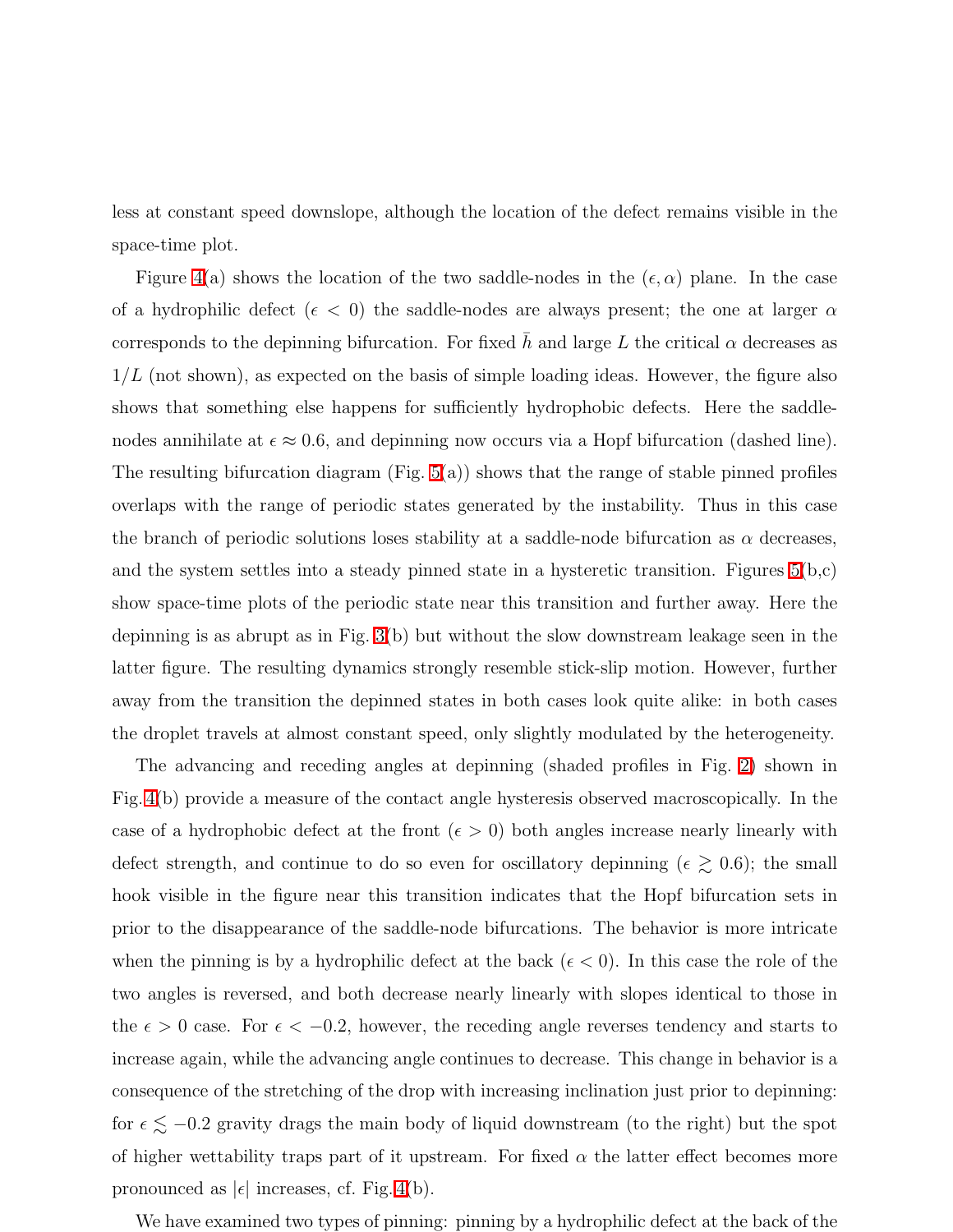less at constant speed downslope, although the location of the defect remains visible in the space-time plot.

Figure 4(a) shows the location of the two saddle-nodes in the $(\epsilon, \alpha)$ plane. In the case of a hydrophilic defect ($\epsilon < 0$) the saddle-nodes are always present; the one at larger $\alpha$ corresponds to the depinning bifurcation. For fixed $\bar{h}$ and large $L$ the critical $\alpha$ decreases as $1/L$ (not shown), as expected on the basis of simple loading ideas. However, the figure also shows that something else happens for sufficiently hydrophobic defects. Here the saddle-nodes annihilate at $\epsilon \approx 0.6$, and depinning now occurs via a Hopf bifurcation (dashed line). The resulting bifurcation diagram (Fig. 5(a)) shows that the range of stable pinned profiles overlaps with the range of periodic states generated by the instability. Thus in this case the branch of periodic solutions loses stability at a saddle-node bifurcation as $\alpha$ decreases, and the system settles into a steady pinned state in a hysteretic transition. Figures 5(b,c) show space-time plots of the periodic state near this transition and further away. Here the depinning is as abrupt as in Fig. 3(b) but without the slow downstream leakage seen in the latter figure. The resulting dynamics strongly resemble stick-slip motion. However, further away from the transition the depinned states in both cases look quite alike: in both cases the droplet travels at almost constant speed, only slightly modulated by the heterogeneity.

The advancing and receding angles at depinning (shaded profiles in Fig. 2) shown in Fig. 4(b) provide a measure of the contact angle hysteresis observed macroscopically. In the case of a hydrophobic defect at the front ($\epsilon > 0$) both angles increase nearly linearly with defect strength, and continue to do so even for oscillatory depinning ($\epsilon \gtrsim 0.6$); the small hook visible in the figure near this transition indicates that the Hopf bifurcation sets in prior to the disappearance of the saddle-node bifurcations. The behavior is more intricate when the pinning is by a hydrophilic defect at the back ($\epsilon < 0$). In this case the role of the two angles is reversed, and both decrease nearly linearly with slopes identical to those in the $\epsilon > 0$ case. For $\epsilon < -0.2$, however, the receding angle reverses tendency and starts to increase again, while the advancing angle continues to decrease. This change in behavior is a consequence of the stretching of the drop with increasing inclination just prior to depinning: for $\epsilon \lesssim -0.2$ gravity drags the main body of liquid downstream (to the right) but the spot of higher wettability traps part of it upstream. For fixed $\alpha$ the latter effect becomes more pronounced as $|\epsilon|$ increases, cf. Fig. 4(b).

We have examined two types of pinning: pinning by a hydrophilic defect at the back of the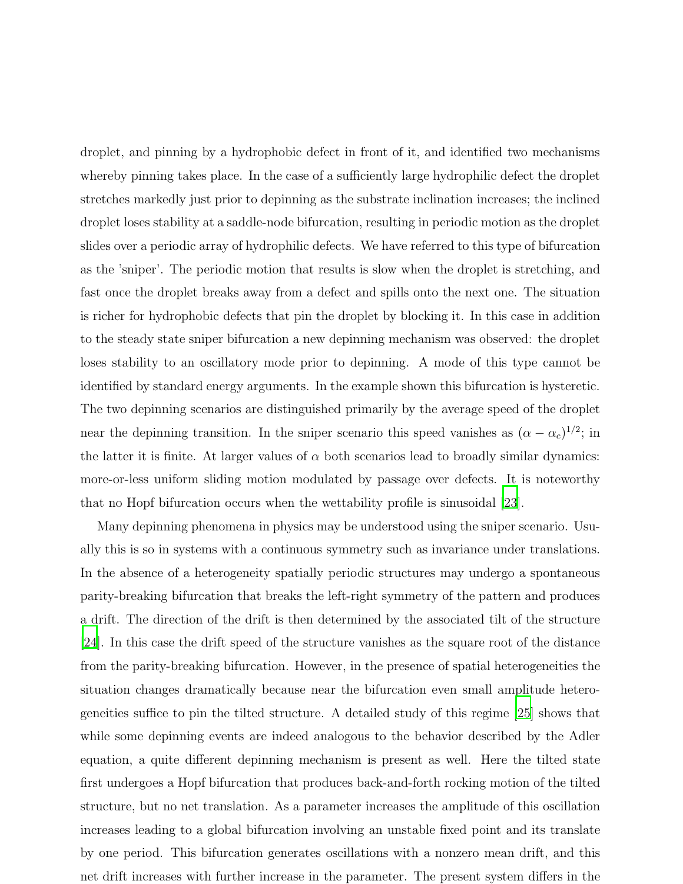droplet, and pinning by a hydrophobic defect in front of it, and identified two mechanisms whereby pinning takes place. In the case of a sufficiently large hydrophilic defect the droplet stretches markedly just prior to depinning as the substrate inclination increases; the inclined droplet loses stability at a saddle-node bifurcation, resulting in periodic motion as the droplet slides over a periodic array of hydrophilic defects. We have referred to this type of bifurcation as the 'sniper'. The periodic motion that results is slow when the droplet is stretching, and fast once the droplet breaks away from a defect and spills onto the next one. The situation is richer for hydrophobic defects that pin the droplet by blocking it. In this case in addition to the steady state sniper bifurcation a new depinning mechanism was observed: the droplet loses stability to an oscillatory mode prior to depinning. A mode of this type cannot be identified by standard energy arguments. In the example shown this bifurcation is hysteretic. The two depinning scenarios are distinguished primarily by the average speed of the droplet near the depinning transition. In the sniper scenario this speed vanishes as $(\alpha - \alpha_c)^{1/2}$; in the latter it is finite. At larger values of $\alpha$ both scenarios lead to broadly similar dynamics: more-or-less uniform sliding motion modulated by passage over defects. It is noteworthy that no Hopf bifurcation occurs when the wettability profile is sinusoidal [23].

Many depinning phenomena in physics may be understood using the sniper scenario. Usually this is so in systems with a continuous symmetry such as invariance under translations. In the absence of a heterogeneity spatially periodic structures may undergo a spontaneous parity-breaking bifurcation that breaks the left-right symmetry of the pattern and produces a drift. The direction of the drift is then determined by the associated tilt of the structure [24]. In this case the drift speed of the structure vanishes as the square root of the distance from the parity-breaking bifurcation. However, in the presence of spatial heterogeneities the situation changes dramatically because near the bifurcation even small amplitude heterogeneities suffice to pin the tilted structure. A detailed study of this regime [25] shows that while some depinning events are indeed analogous to the behavior described by the Adler equation, a quite different depinning mechanism is present as well. Here the tilted state first undergoes a Hopf bifurcation that produces back-and-forth rocking motion of the tilted structure, but no net translation. As a parameter increases the amplitude of this oscillation increases leading to a global bifurcation involving an unstable fixed point and its translate by one period. This bifurcation generates oscillations with a nonzero mean drift, and this net drift increases with further increase in the parameter. The present system differs in the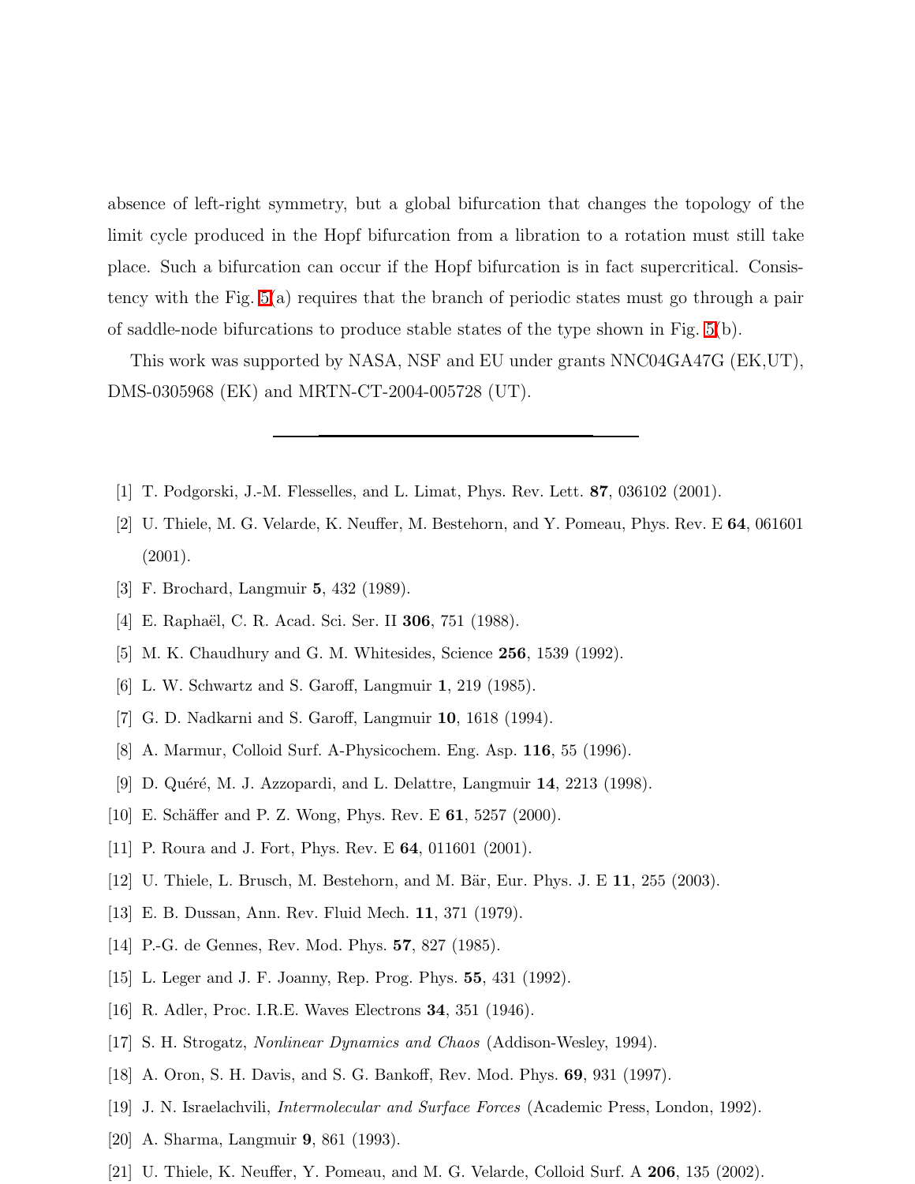absence of left-right symmetry, but a global bifurcation that changes the topology of the limit cycle produced in the Hopf bifurcation from a libration to a rotation must still take place. Such a bifurcation can occur if the Hopf bifurcation is in fact supercritical. Consistency with the Fig. 5(a) requires that the branch of periodic states must go through a pair of saddle-node bifurcations to produce stable states of the type shown in Fig. 5(b).

This work was supported by NASA, NSF and EU under grants NNC04GA47G (EK,UT), DMS-0305968 (EK) and MRTN-CT-2004-005728 (UT).

---

[1] T. Podgorski, J.-M. Flesselles, and L. Limat, Phys. Rev. Lett. **87**, 036102 (2001).

[2] U. Thiele, M. G. Velarde, K. Neuffer, M. Bestehorn, and Y. Pomeau, Phys. Rev. E **64**, 061601 (2001).

[3] F. Brochard, Langmuir **5**, 432 (1989).

[4] E. Raphaël, C. R. Acad. Sci. Ser. II **306**, 751 (1988).

[5] M. K. Chaudhury and G. M. Whitesides, Science **256**, 1539 (1992).

[6] L. W. Schwartz and S. Garoff, Langmuir **1**, 219 (1985).

[7] G. D. Nadkarni and S. Garoff, Langmuir **10**, 1618 (1994).

[8] A. Marmur, Colloid Surf. A-Physicochem. Eng. Asp. **116**, 55 (1996).

[9] D. Quéré, M. J. Azzopardi, and L. Delattre, Langmuir **14**, 2213 (1998).

[10] E. Schäffer and P. Z. Wong, Phys. Rev. E **61**, 5257 (2000).

[11] P. Roura and J. Fort, Phys. Rev. E **64**, 011601 (2001).

[12] U. Thiele, L. Brusch, M. Bestehorn, and M. Bär, Eur. Phys. J. E **11**, 255 (2003).

[13] E. B. Dussan, Ann. Rev. Fluid Mech. **11**, 371 (1979).

[14] P.-G. de Gennes, Rev. Mod. Phys. **57**, 827 (1985).

[15] L. Leger and J. F. Joanny, Rep. Prog. Phys. **55**, 431 (1992).

[16] R. Adler, Proc. I.R.E. Waves Electrons **34**, 351 (1946).

[17] S. H. Strogatz, *Nonlinear Dynamics and Chaos* (Addison-Wesley, 1994).

[18] A. Oron, S. H. Davis, and S. G. Bankoff, Rev. Mod. Phys. **69**, 931 (1997).

[19] J. N. Israelachvili, *Intermolecular and Surface Forces* (Academic Press, London, 1992).

[20] A. Sharma, Langmuir **9**, 861 (1993).

[21] U. Thiele, K. Neuffer, Y. Pomeau, and M. G. Velarde, Colloid Surf. A **206**, 135 (2002).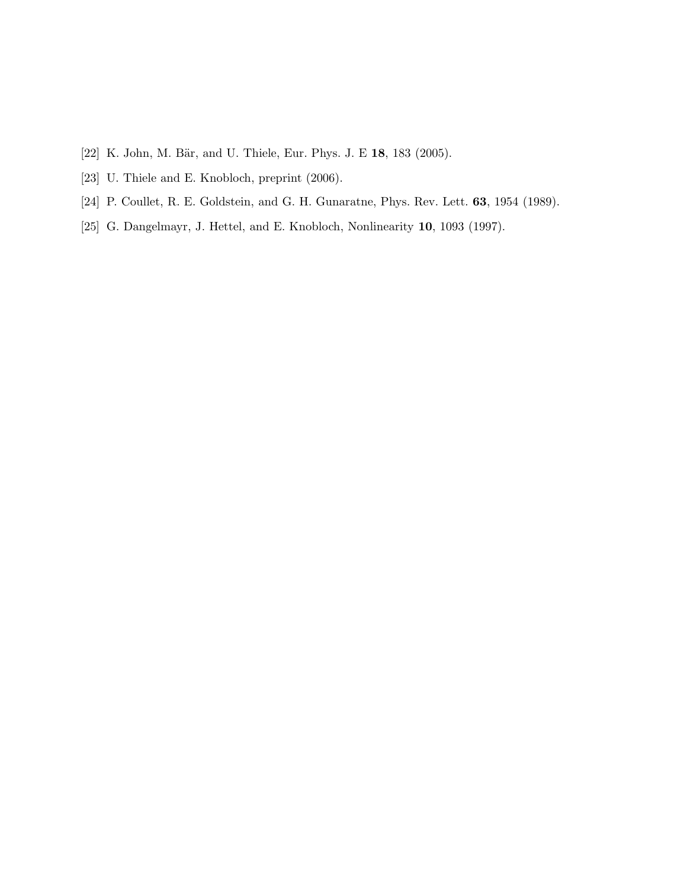[22] K. John, M. Bär, and U. Thiele, Eur. Phys. J. E **18**, 183 (2005).

[23] U. Thiele and E. Knobloch, preprint (2006).

[24] P. Coullet, R. E. Goldstein, and G. H. Gunaratne, Phys. Rev. Lett. **63**, 1954 (1989).

[25] G. Dangelmayr, J. Hettel, and E. Knobloch, Nonlinearity **10**, 1093 (1997).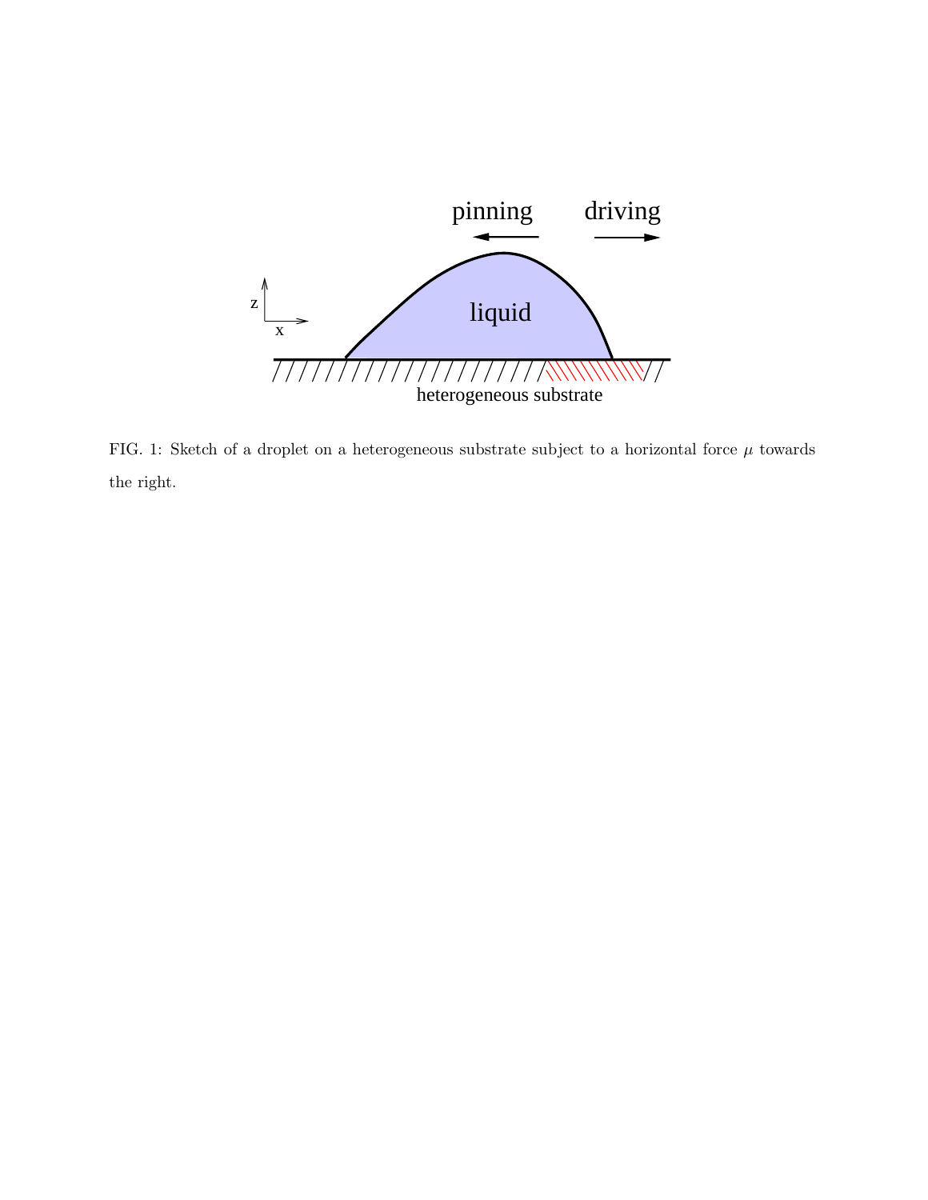FIG. 1: Sketch of a droplet on a heterogeneous substrate subject to a horizontal force $\mu$ towards the right.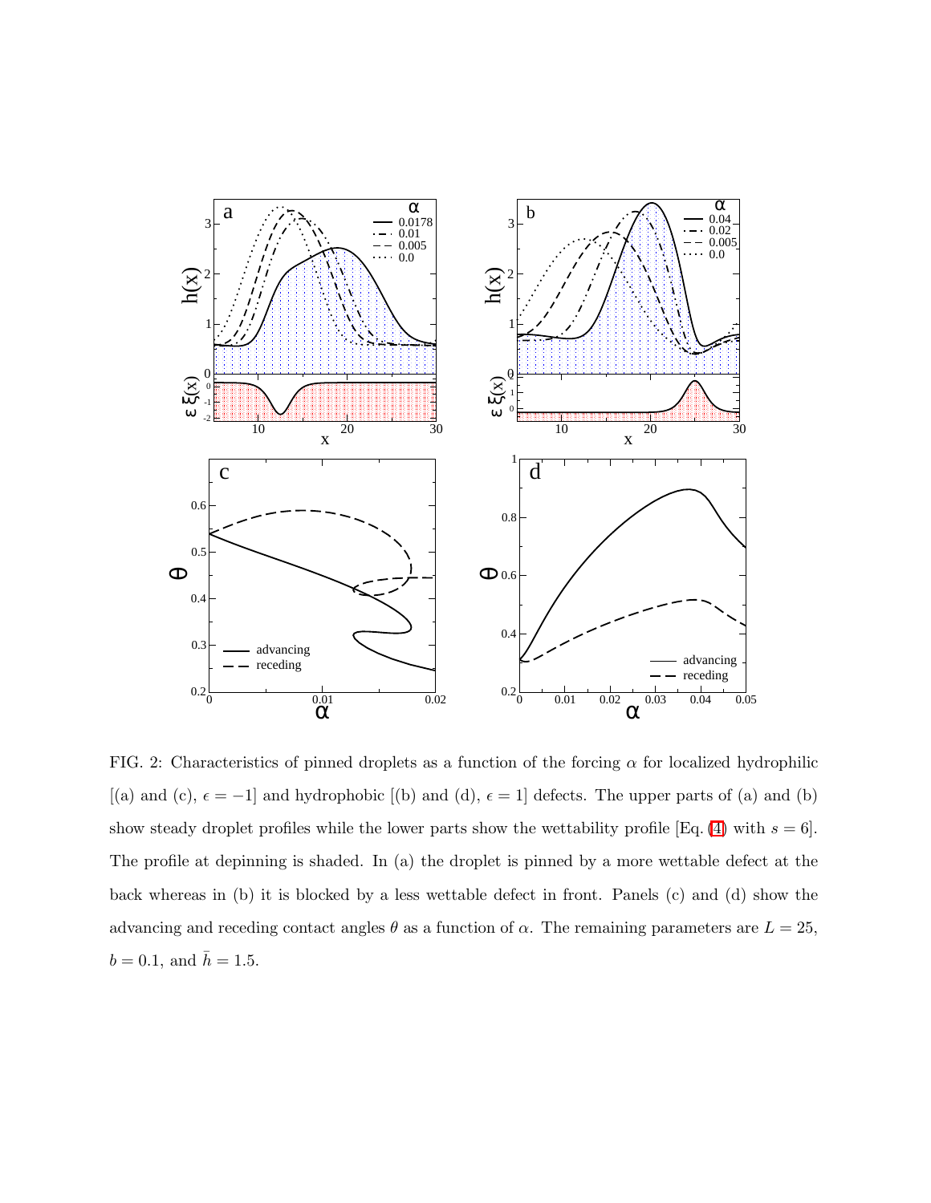FIG. 2: Characteristics of pinned droplets as a function of the forcing $\alpha$ for localized hydrophilic [(a) and (c), $\epsilon = -1$] and hydrophobic [(b) and (d), $\epsilon = 1$] defects. The upper parts of (a) and (b) show steady droplet profiles while the lower parts show the wettability profile [Eq. (4) with $s = 6$]. The profile at depinning is shaded. In (a) the droplet is pinned by a more wettable defect at the back whereas in (b) it is blocked by a less wettable defect in front. Panels (c) and (d) show the advancing and receding contact angles $\theta$ as a function of $\alpha$. The remaining parameters are $L = 25$, $b = 0.1$, and $\bar{h} = 1.5$.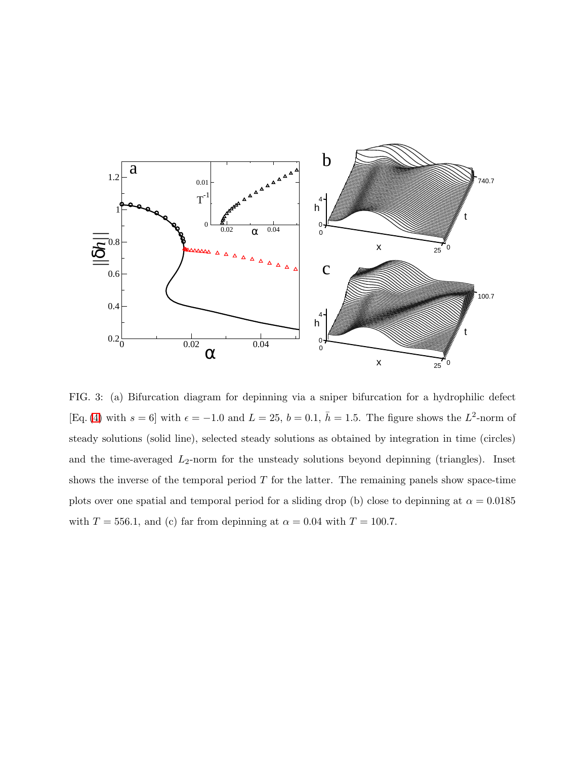FIG. 3: (a) Bifurcation diagram for depinning via a sniper bifurcation for a hydrophilic defect [Eq. (4) with $s = 6$] with $\epsilon = -1.0$ and $L = 25$, $b = 0.1$, $\bar{h} = 1.5$. The figure shows the $L^2$-norm of steady solutions (solid line), selected steady solutions as obtained by integration in time (circles) and the time-averaged $L_2$-norm for the unsteady solutions beyond depinning (triangles). Inset shows the inverse of the temporal period $T$ for the latter. The remaining panels show space-time plots over one spatial and temporal period for a sliding drop (b) close to depinning at $\alpha = 0.0185$ with $T = 556.1$, and (c) far from depinning at $\alpha = 0.04$ with $T = 100.7$.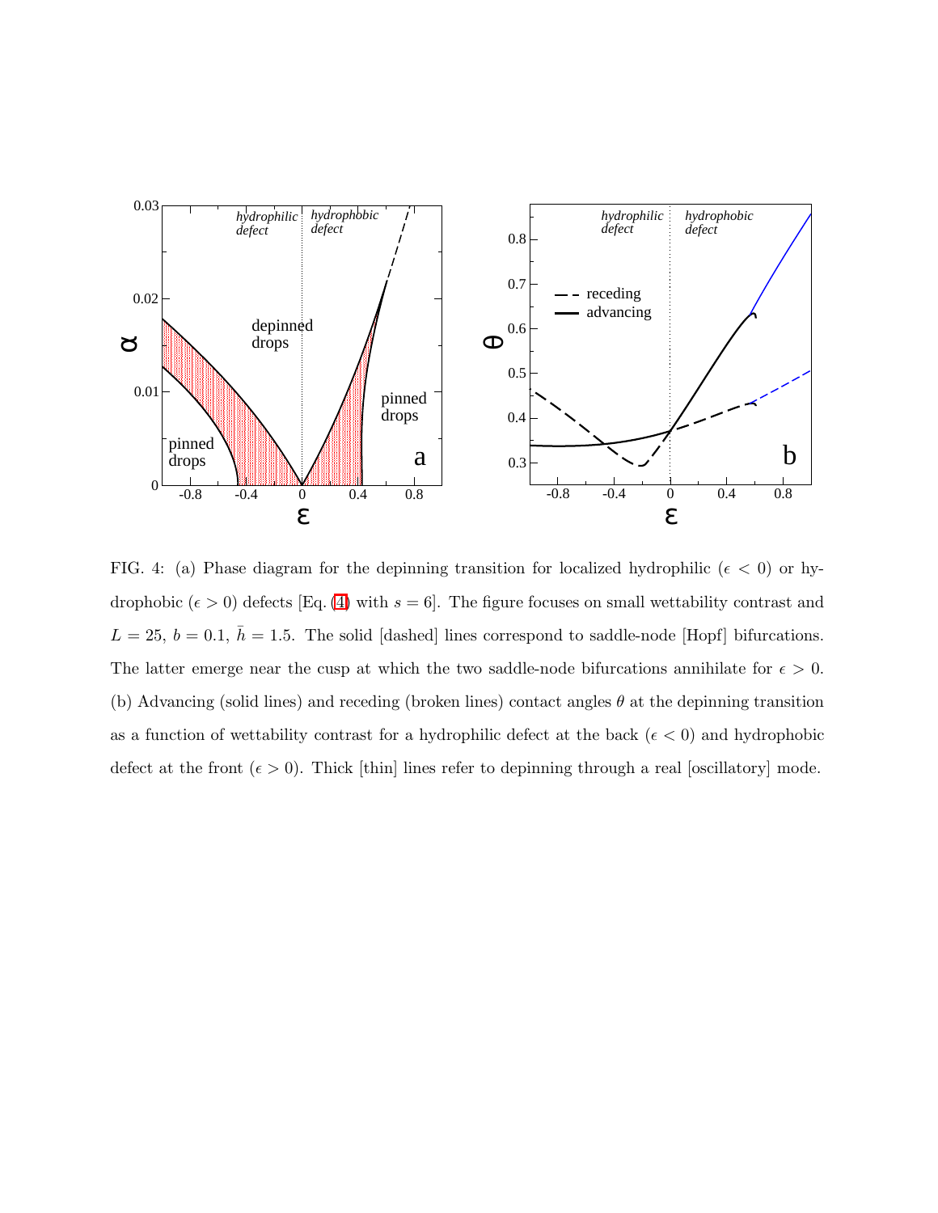FIG. 4: (a) Phase diagram for the depinning transition for localized hydrophilic ($\epsilon < 0$) or hydrophobic ($\epsilon > 0$) defects [Eq. (4) with $s = 6$]. The figure focuses on small wettability contrast and $L = 25$, $b = 0.1$, $\bar{h} = 1.5$. The solid [dashed] lines correspond to saddle-node [Hopf] bifurcations. The latter emerge near the cusp at which the two saddle-node bifurcations annihilate for $\epsilon > 0$. (b) Advancing (solid lines) and receding (broken lines) contact angles $\theta$ at the depinning transition as a function of wettability contrast for a hydrophilic defect at the back ($\epsilon < 0$) and hydrophobic defect at the front ($\epsilon > 0$). Thick [thin] lines refer to depinning through a real [oscillatory] mode.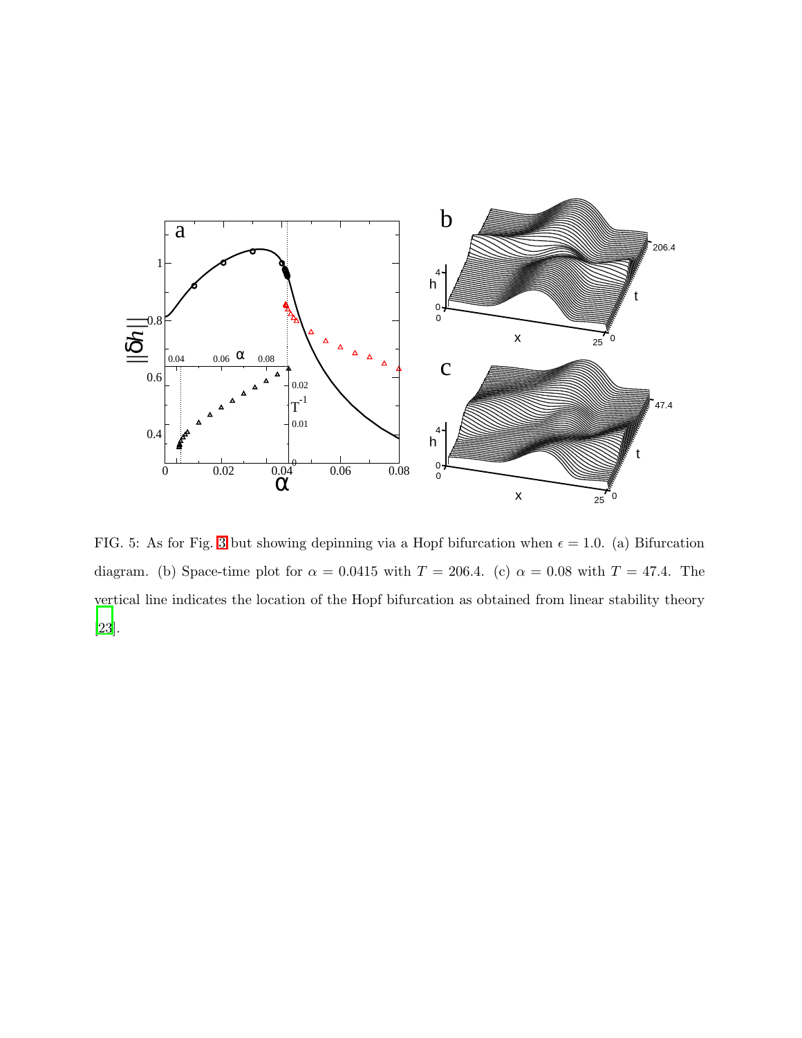a

$||\delta h||$

1

0.8

0.6

0.4

0

0.02

0.04

0.06

0.08

$\alpha$

0.04

0.06

0.08

$\alpha$

0.02

$T^{-1}$

0.01

0

b

h

4

0

0

x

25

0

t

206.4

c

h

4

0

0

x

25

0

t

47.4

FIG. 5: As for Fig. 3 but showing depinning via a Hopf bifurcation when $\epsilon = 1.0$. (a) Bifurcation diagram. (b) Space-time plot for $\alpha = 0.0415$ with $T = 206.4$. (c) $\alpha = 0.08$ with $T = 47.4$. The vertical line indicates the location of the Hopf bifurcation as obtained from linear stability theory [23].